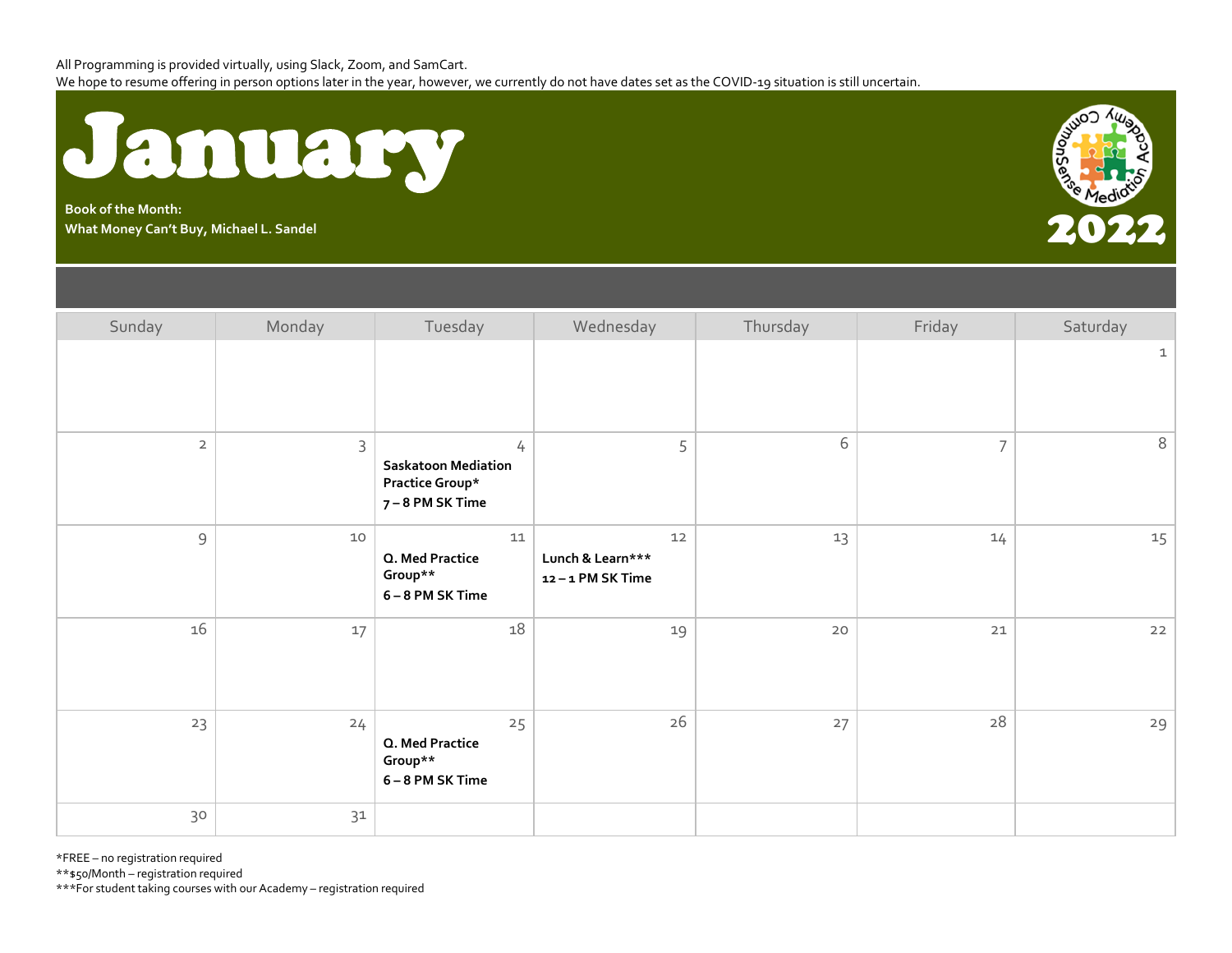All Programming is provided virtually, using Slack, Zoom, and SamCart.
We hope to resume offering in person options later in the year, however, we currently do not have dates set as the COVID-19 situation is still uncertain.

# January

**Book of the Month:**
**What Money Can't Buy, Michael L. Sandel**

CommonSense Mediation Academy

# 2022

| Sunday | Monday | Tuesday | Wednesday | Thursday | Friday | Saturday |
|---|---|---|---|---|---|---|
| | | | | | | 1 |
| 2 | 3 | 4 **Saskatoon Mediation Practice Group*** **7 – 8 PM SK Time** | 5 | 6 | 7 | 8 |
| 9 | 10 | 11 **Q. Med Practice Group**** **6 – 8 PM SK Time** | 12 **Lunch & Learn***** **12 – 1 PM SK Time** | 13 | 14 | 15 |
| 16 | 17 | 18 | 19 | 20 | 21 | 22 |
| 23 | 24 | 25 **Q. Med Practice Group**** **6 – 8 PM SK Time** | 26 | 27 | 28 | 29 |
| 30 | 31 | | | | | |

*FREE – no registration required
**$50/Month – registration required
***For student taking courses with our Academy – registration required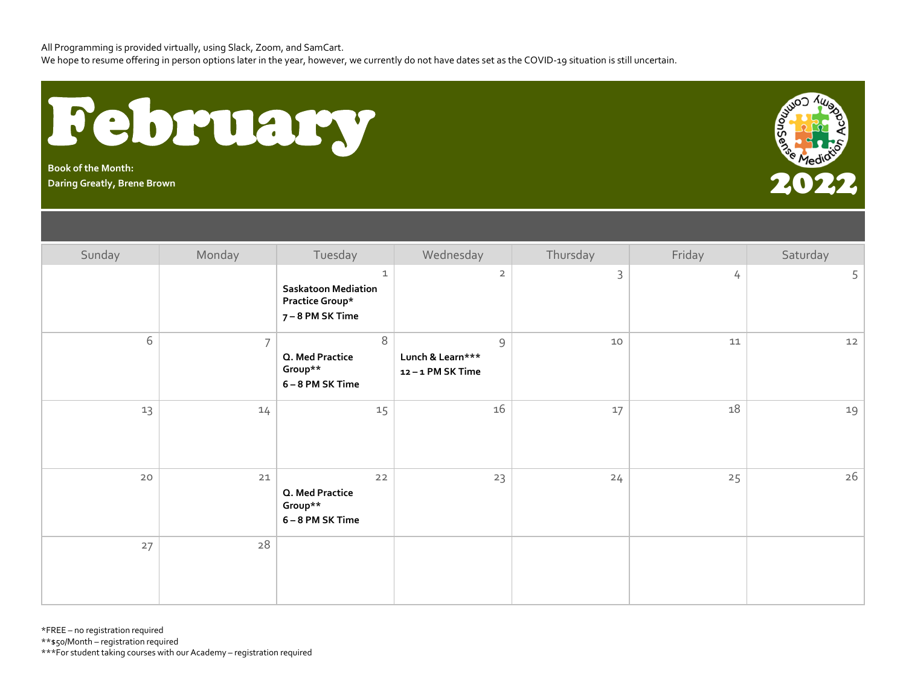All Programming is provided virtually, using Slack, Zoom, and SamCart.
We hope to resume offering in person options later in the year, however, we currently do not have dates set as the COVID-19 situation is still uncertain.

# February

**Book of the Month:**
**Daring Greatly, Brene Brown**

CommonSense Mediation Academy

2022

| Sunday | Monday | Tuesday | Wednesday | Thursday | Friday | Saturday |
|---|---|---|---|---|---|---|
| | | 1 **Saskatoon Mediation Practice Group* 7 – 8 PM SK Time** | 2 | 3 | 4 | 5 |
| 6 | 7 | 8 **Q. Med Practice Group** 6 – 8 PM SK Time** | 9 **Lunch & Learn*** 12 – 1 PM SK Time** | 10 | 11 | 12 |
| 13 | 14 | 15 | 16 | 17 | 18 | 19 |
| 20 | 21 | 22 **Q. Med Practice Group** 6 – 8 PM SK Time** | 23 | 24 | 25 | 26 |
| 27 | 28 | | | | | |

*FREE – no registration required
**$50/Month – registration required
***For student taking courses with our Academy – registration required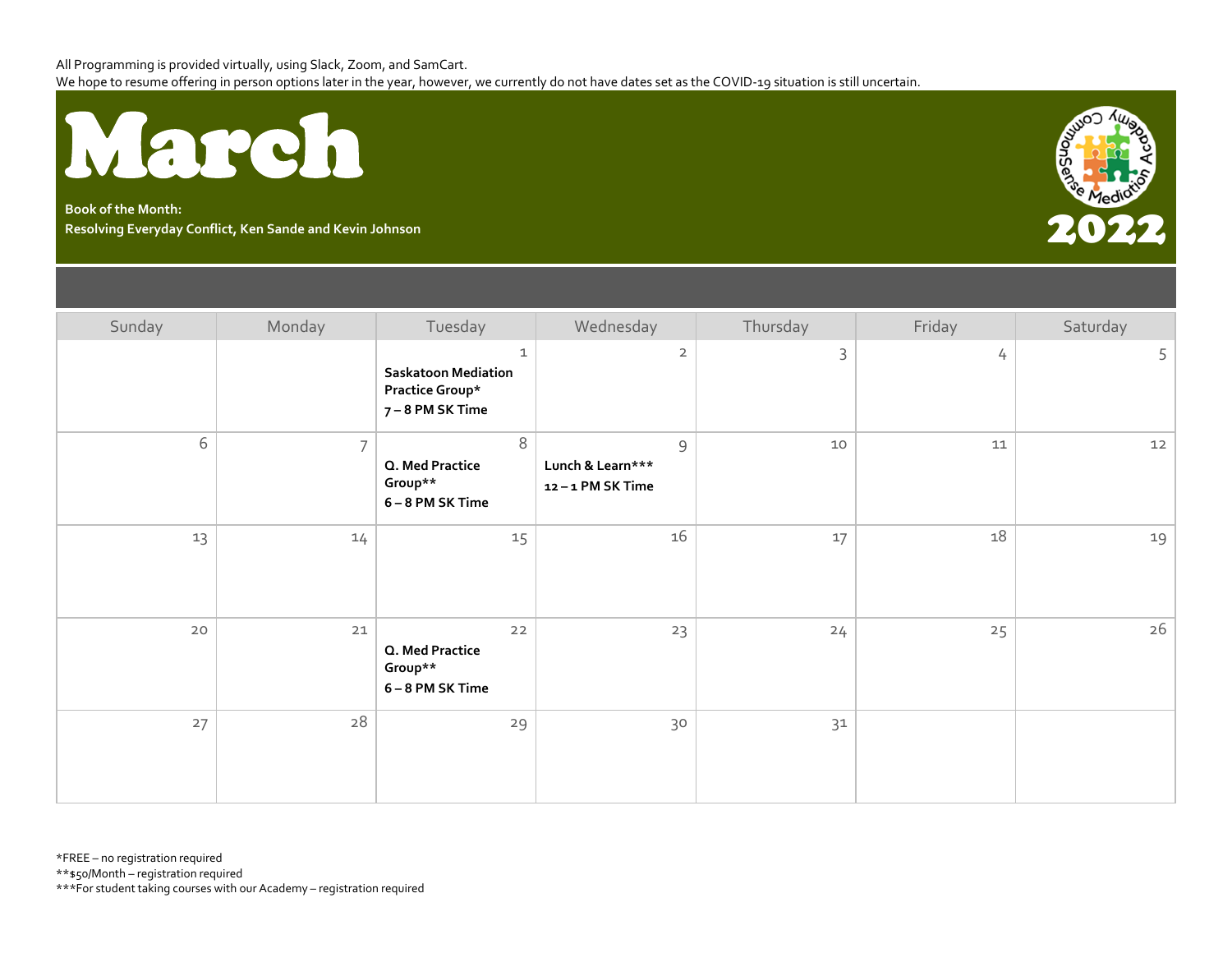All Programming is provided virtually, using Slack, Zoom, and SamCart.
We hope to resume offering in person options later in the year, however, we currently do not have dates set as the COVID-19 situation is still uncertain.

# March

**Book of the Month:**
**Resolving Everyday Conflict, Ken Sande and Kevin Johnson**

CommonSense Mediation Academy

**2022**

| Sunday | Monday | Tuesday | Wednesday | Thursday | Friday | Saturday |
|---|---|---|---|---|---|---|
| | | 1 **Saskatoon Mediation Practice Group*** **7 – 8 PM SK Time** | 2 | 3 | 4 | 5 |
| 6 | 7 | 8 **Q. Med Practice Group**** **6 – 8 PM SK Time** | 9 **Lunch & Learn***** **12 – 1 PM SK Time** | 10 | 11 | 12 |
| 13 | 14 | 15 | 16 | 17 | 18 | 19 |
| 20 | 21 | 22 **Q. Med Practice Group**** **6 – 8 PM SK Time** | 23 | 24 | 25 | 26 |
| 27 | 28 | 29 | 30 | 31 | | |

*FREE – no registration required
**$50/Month – registration required
***For student taking courses with our Academy – registration required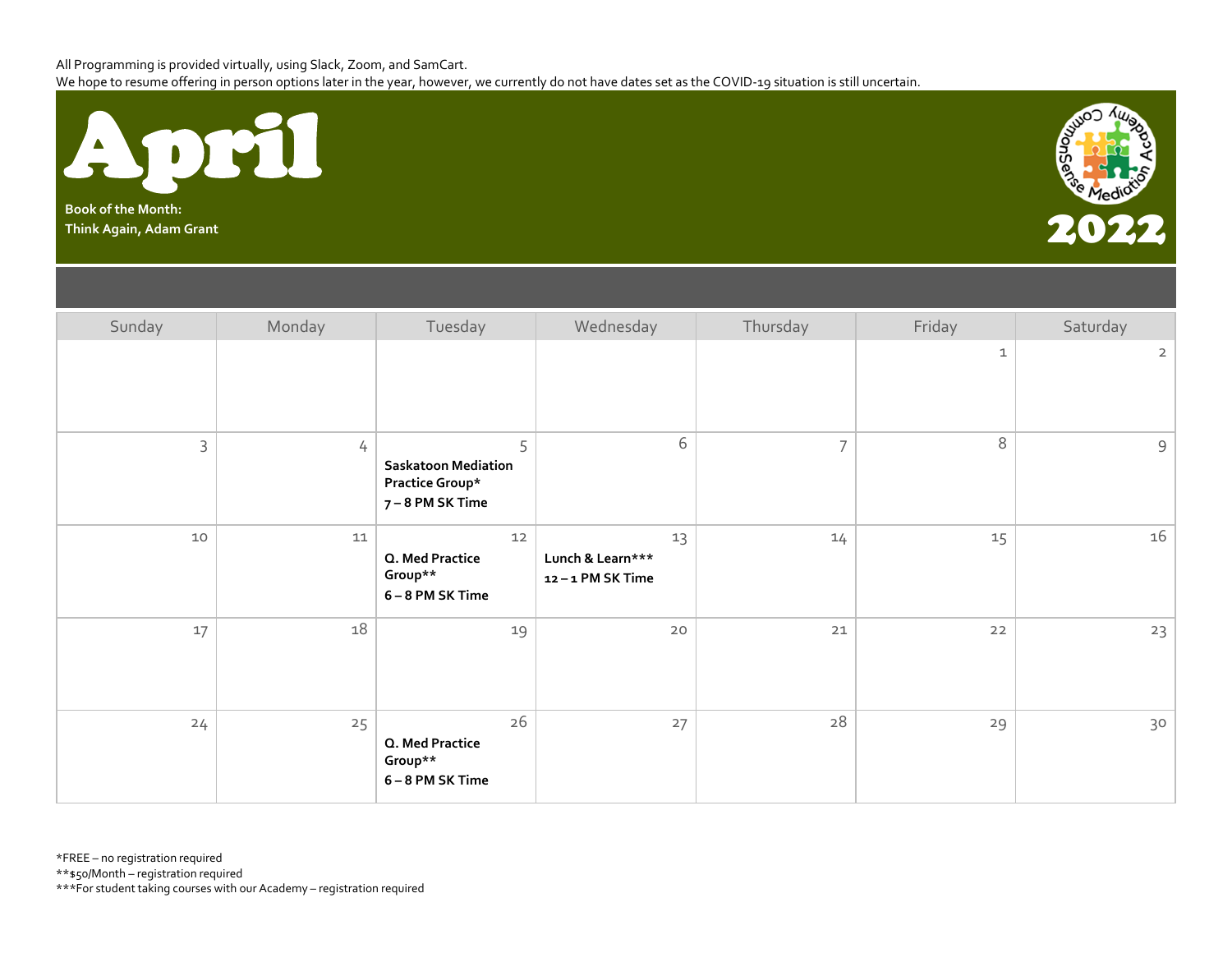All Programming is provided virtually, using Slack, Zoom, and SamCart.
We hope to resume offering in person options later in the year, however, we currently do not have dates set as the COVID-19 situation is still uncertain.

# April

**Book of the Month:**
**Think Again, Adam Grant**

CommonSense Mediation Academy

## 2022

| Sunday | Monday | Tuesday | Wednesday | Thursday | Friday | Saturday |
|---|---|---|---|---|---|---|
| | | | | | 1 | 2 |
| 3 | 4 | 5 **Saskatoon Mediation Practice Group*** **7 – 8 PM SK Time** | 6 | 7 | 8 | 9 |
| 10 | 11 | 12 **Q. Med Practice Group**** **6 – 8 PM SK Time** | 13 **Lunch & Learn***** **12 – 1 PM SK Time** | 14 | 15 | 16 |
| 17 | 18 | 19 | 20 | 21 | 22 | 23 |
| 24 | 25 | 26 **Q. Med Practice Group**** **6 – 8 PM SK Time** | 27 | 28 | 29 | 30 |

*FREE – no registration required
**$50/Month – registration required
***For student taking courses with our Academy – registration required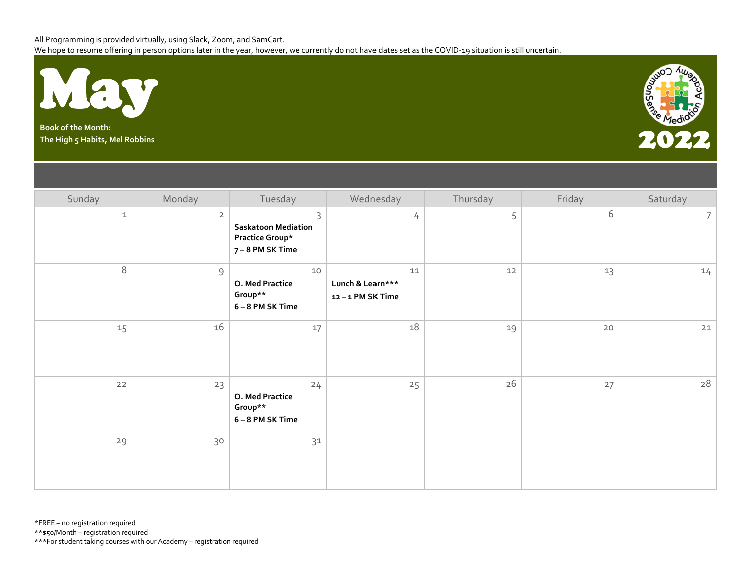All Programming is provided virtually, using Slack, Zoom, and SamCart.
We hope to resume offering in person options later in the year, however, we currently do not have dates set as the COVID-19 situation is still uncertain.

# May

**Book of the Month:**
**The High 5 Habits, Mel Robbins**

CommonSense Mediation Academy

## 2022

| Sunday | Monday | Tuesday | Wednesday | Thursday | Friday | Saturday |
|---|---|---|---|---|---|---|
| 1 | 2 | 3 **Saskatoon Mediation Practice Group*** **7 – 8 PM SK Time** | 4 | 5 | 6 | 7 |
| 8 | 9 | 10 **Q. Med Practice Group**** **6 – 8 PM SK Time** | 11 **Lunch & Learn***** **12 – 1 PM SK Time** | 12 | 13 | 14 |
| 15 | 16 | 17 | 18 | 19 | 20 | 21 |
| 22 | 23 | 24 **Q. Med Practice Group**** **6 – 8 PM SK Time** | 25 | 26 | 27 | 28 |
| 29 | 30 | 31 | | | | |

*FREE – no registration required
**$50/Month – registration required
***For student taking courses with our Academy – registration required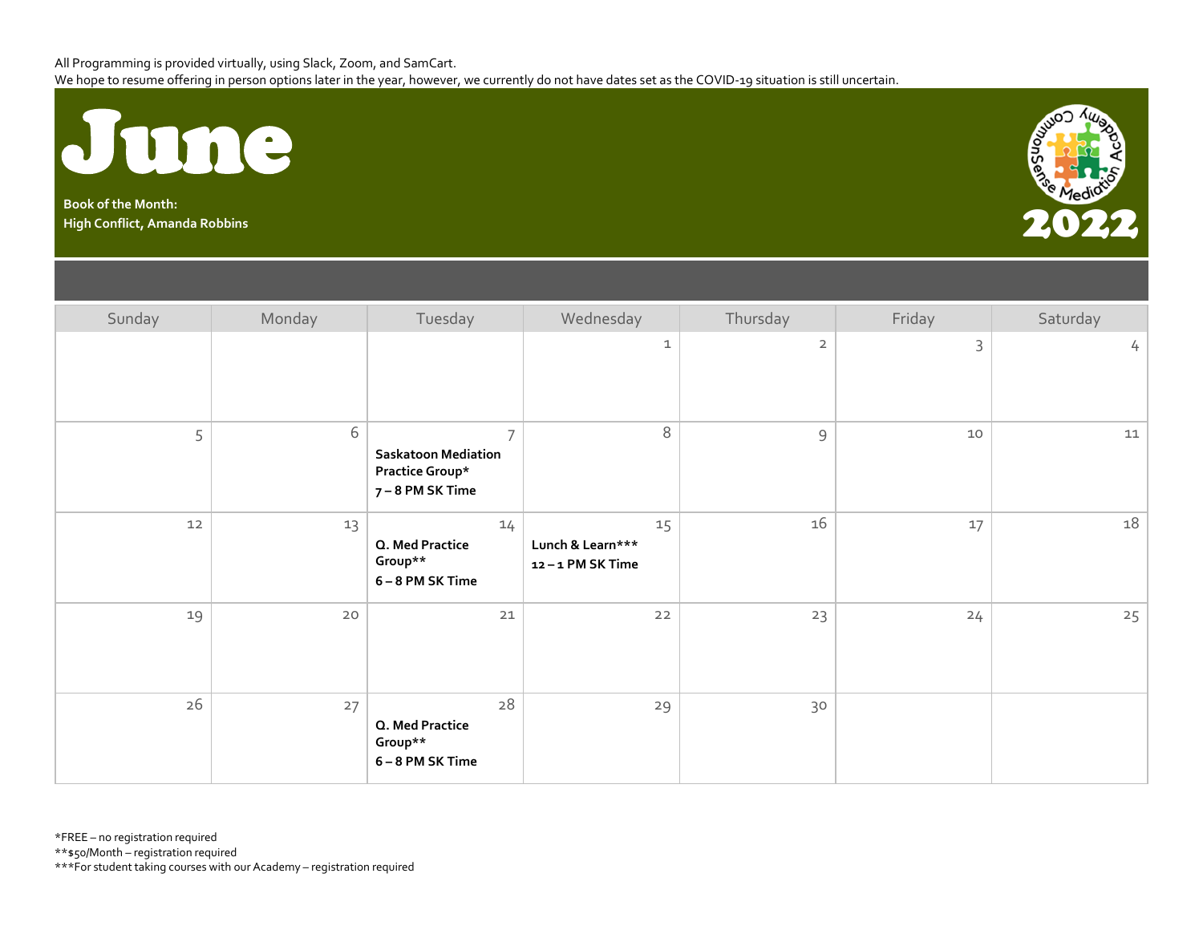All Programming is provided virtually, using Slack, Zoom, and SamCart.
We hope to resume offering in person options later in the year, however, we currently do not have dates set as the COVID-19 situation is still uncertain.

# June

**Book of the Month:**
**High Conflict, Amanda Robbins**

2022

| Sunday | Monday | Tuesday | Wednesday | Thursday | Friday | Saturday |
|---|---|---|---|---|---|---|
| | | | 1 | 2 | 3 | 4 |
| 5 | 6 | 7 **Saskatoon Mediation Practice Group* 7 – 8 PM SK Time** | 8 | 9 | 10 | 11 |
| 12 | 13 | 14 **Q. Med Practice Group** 6 – 8 PM SK Time** | 15 **Lunch & Learn*** 12 – 1 PM SK Time** | 16 | 17 | 18 |
| 19 | 20 | 21 | 22 | 23 | 24 | 25 |
| 26 | 27 | 28 **Q. Med Practice Group** 6 – 8 PM SK Time** | 29 | 30 | | |

*FREE – no registration required
**$50/Month – registration required
***For student taking courses with our Academy – registration required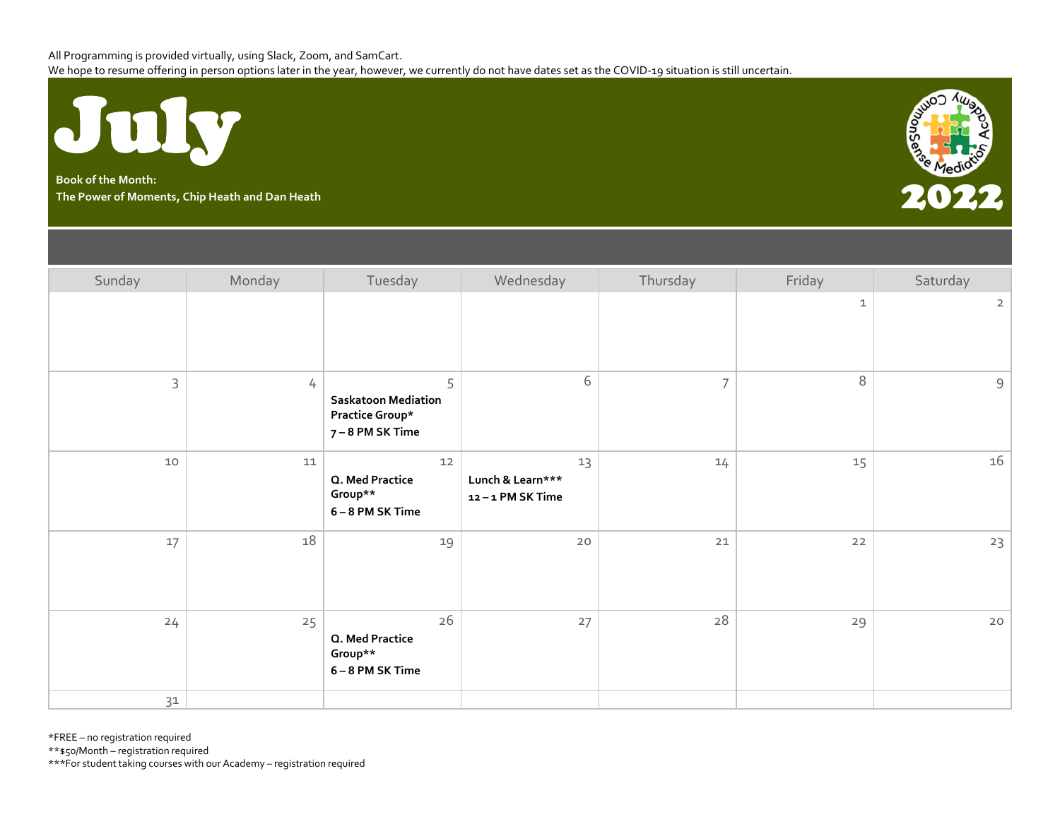All Programming is provided virtually, using Slack, Zoom, and SamCart.
We hope to resume offering in person options later in the year, however, we currently do not have dates set as the COVID-19 situation is still uncertain.

# July

**Book of the Month:**
**The Power of Moments, Chip Heath and Dan Heath**

CommonSense Mediation Academy

# 2022

| Sunday | Monday | Tuesday | Wednesday | Thursday | Friday | Saturday |
|---|---|---|---|---|---|---|
| | | | | | 1 | 2 |
| 3 | 4 | 5 **Saskatoon Mediation Practice Group* 7 – 8 PM SK Time** | 6 | 7 | 8 | 9 |
| 10 | 11 | 12 **Q. Med Practice Group** 6 – 8 PM SK Time** | 13 **Lunch & Learn*** 12 – 1 PM SK Time** | 14 | 15 | 16 |
| 17 | 18 | 19 | 20 | 21 | 22 | 23 |
| 24 | 25 | 26 **Q. Med Practice Group** 6 – 8 PM SK Time** | 27 | 28 | 29 | 20 |
| 31 | | | | | | |

*FREE – no registration required
**$50/Month – registration required
***For student taking courses with our Academy – registration required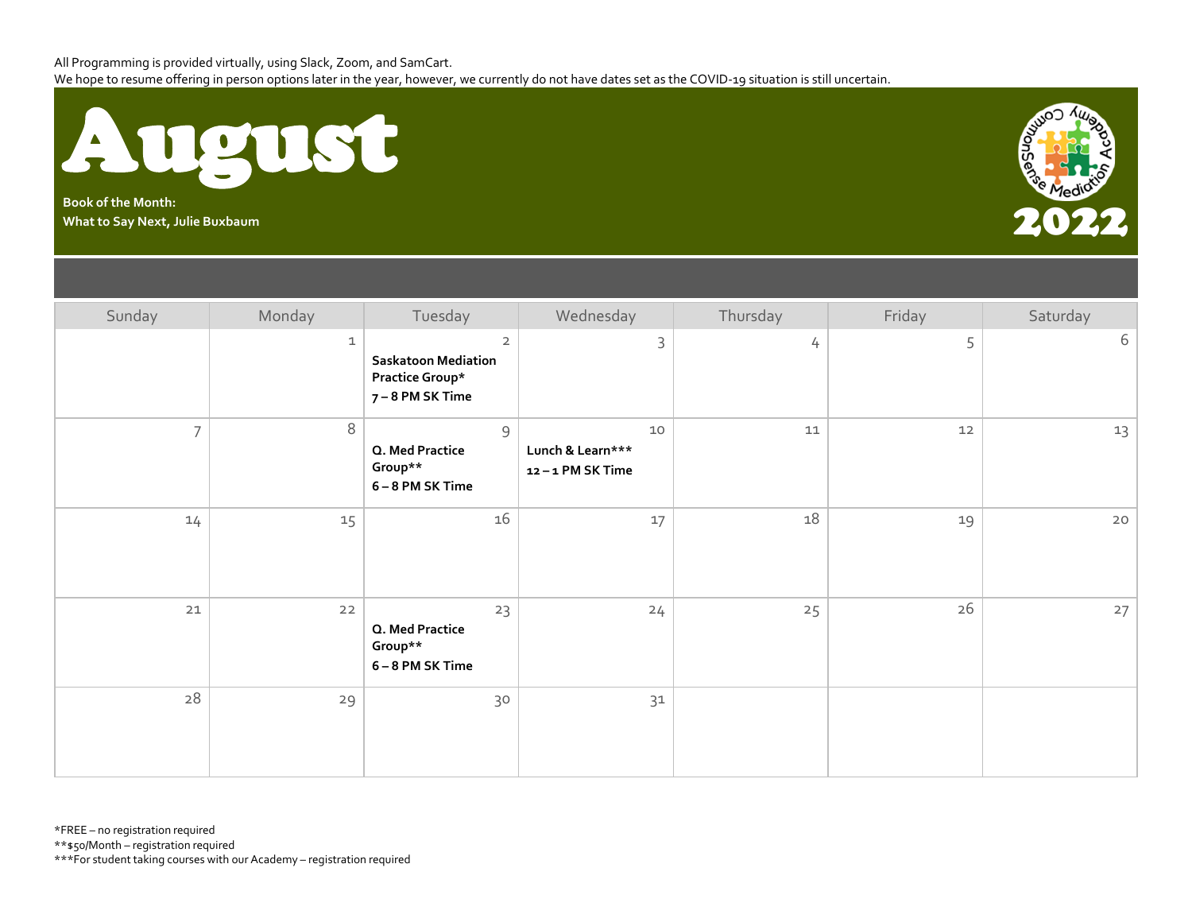All Programming is provided virtually, using Slack, Zoom, and SamCart.
We hope to resume offering in person options later in the year, however, we currently do not have dates set as the COVID-19 situation is still uncertain.

# August

**Book of the Month:**
**What to Say Next, Julie Buxbaum**

CommonSense Mediation Academy

2022

| Sunday | Monday | Tuesday | Wednesday | Thursday | Friday | Saturday |
|---|---|---|---|---|---|---|
| | 1 | 2 **Saskatoon Mediation Practice Group*** **7 – 8 PM SK Time** | 3 | 4 | 5 | 6 |
| 7 | 8 | 9 **Q. Med Practice Group**** **6 – 8 PM SK Time** | 10 **Lunch & Learn***** **12 – 1 PM SK Time** | 11 | 12 | 13 |
| 14 | 15 | 16 | 17 | 18 | 19 | 20 |
| 21 | 22 | 23 **Q. Med Practice Group**** **6 – 8 PM SK Time** | 24 | 25 | 26 | 27 |
| 28 | 29 | 30 | 31 | | | |

*FREE – no registration required
**$50/Month – registration required
***For student taking courses with our Academy – registration required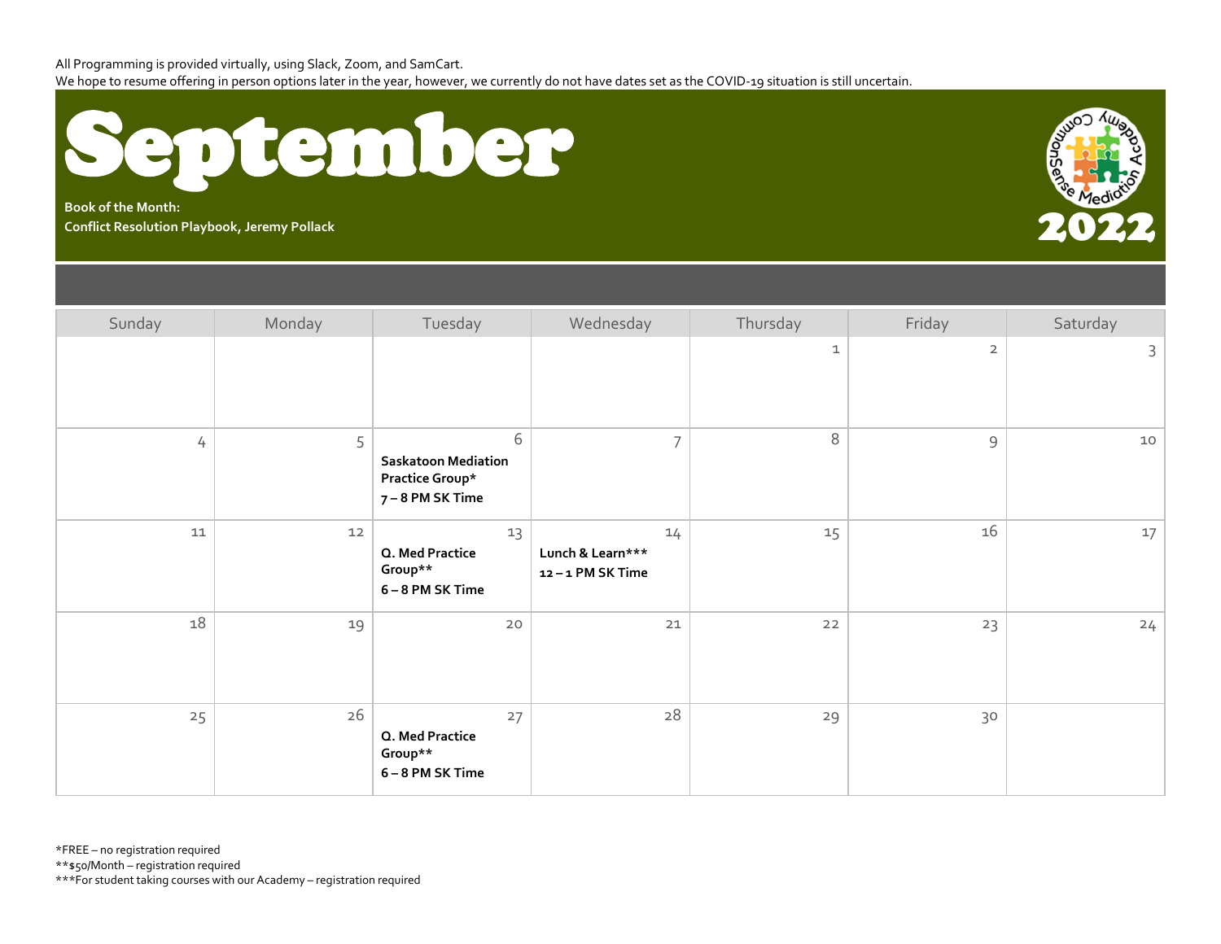All Programming is provided virtually, using Slack, Zoom, and SamCart.
We hope to resume offering in person options later in the year, however, we currently do not have dates set as the COVID-19 situation is still uncertain.

# September

**Book of the Month:**
**Conflict Resolution Playbook, Jeremy Pollack**

CommonSense Mediation Academy

2022

| Sunday | Monday | Tuesday | Wednesday | Thursday | Friday | Saturday |
|---|---|---|---|---|---|---|
| | | | | 1 | 2 | 3 |
| 4 | 5 | 6 **Saskatoon Mediation Practice Group* 7 – 8 PM SK Time** | 7 | 8 | 9 | 10 |
| 11 | 12 | 13 **Q. Med Practice Group** 6 – 8 PM SK Time** | 14 **Lunch & Learn*** 12 – 1 PM SK Time** | 15 | 16 | 17 |
| 18 | 19 | 20 | 21 | 22 | 23 | 24 |
| 25 | 26 | 27 **Q. Med Practice Group** 6 – 8 PM SK Time** | 28 | 29 | 30 | |

*FREE – no registration required
**$50/Month – registration required
***For student taking courses with our Academy – registration required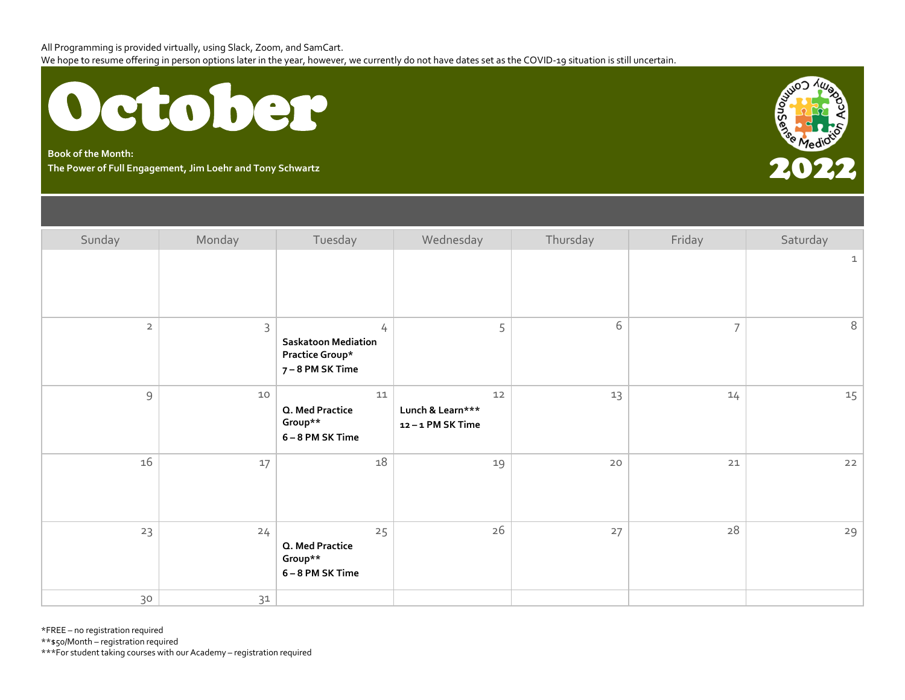All Programming is provided virtually, using Slack, Zoom, and SamCart.
We hope to resume offering in person options later in the year, however, we currently do not have dates set as the COVID-19 situation is still uncertain.

# October

**Book of the Month:**
**The Power of Full Engagement, Jim Loehr and Tony Schwartz**

CommonSense Mediation Academy

2022

| Sunday | Monday | Tuesday | Wednesday | Thursday | Friday | Saturday |
|---|---|---|---|---|---|---|
| | | | | | | 1 |
| 2 | 3 | 4 **Saskatoon Mediation Practice Group* 7 – 8 PM SK Time** | 5 | 6 | 7 | 8 |
| 9 | 10 | 11 **Q. Med Practice Group** 6 – 8 PM SK Time** | 12 **Lunch & Learn*** 12 – 1 PM SK Time** | 13 | 14 | 15 |
| 16 | 17 | 18 | 19 | 20 | 21 | 22 |
| 23 | 24 | 25 **Q. Med Practice Group** 6 – 8 PM SK Time** | 26 | 27 | 28 | 29 |
| 30 | 31 | | | | | |

*FREE – no registration required
**$50/Month – registration required
***For student taking courses with our Academy – registration required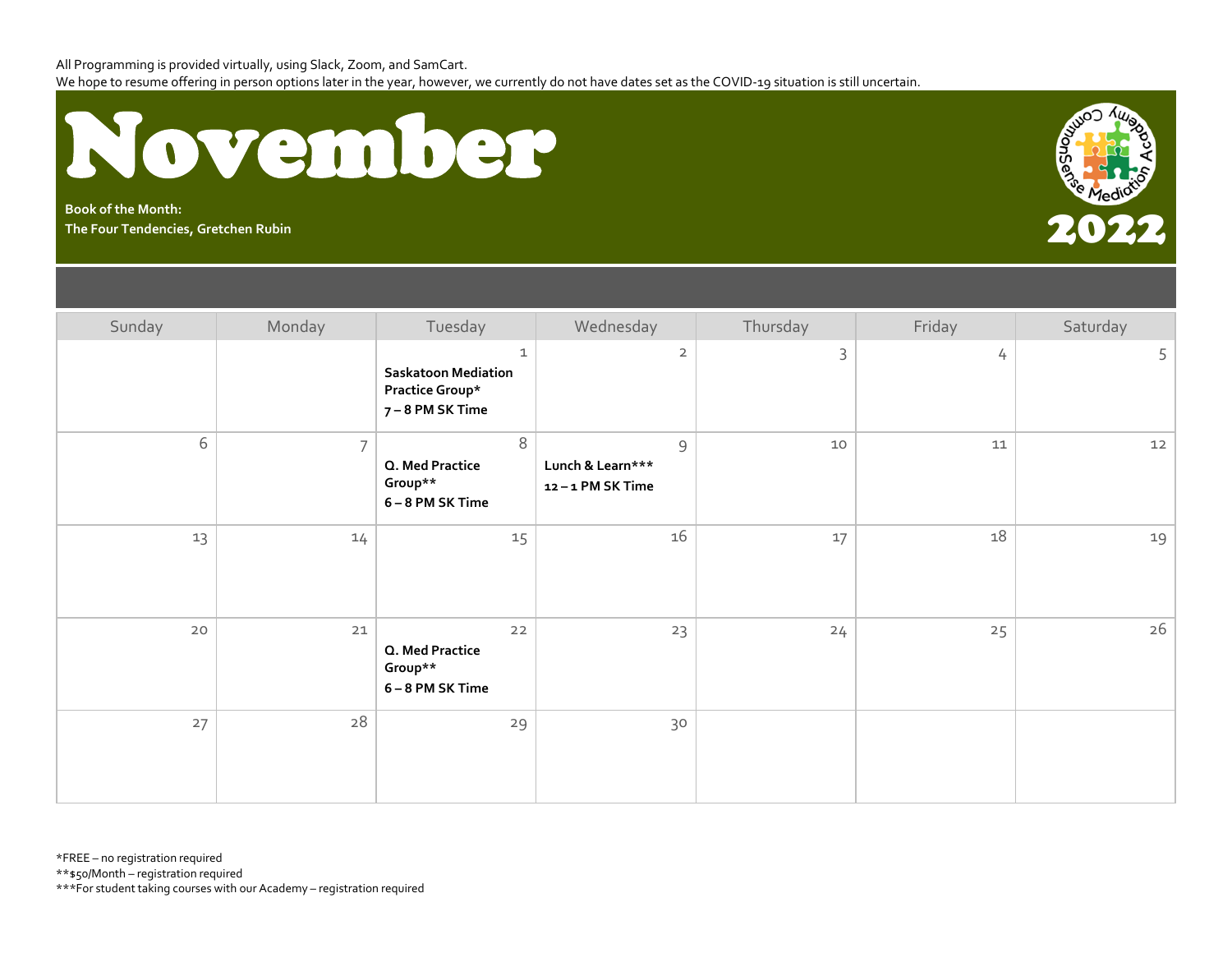All Programming is provided virtually, using Slack, Zoom, and SamCart.
We hope to resume offering in person options later in the year, however, we currently do not have dates set as the COVID-19 situation is still uncertain.

# November

**Book of the Month:**
**The Four Tendencies, Gretchen Rubin**

CommonSense Mediation Academy

2022

| Sunday | Monday | Tuesday | Wednesday | Thursday | Friday | Saturday |
|---|---|---|---|---|---|---|
| | | 1 **Saskatoon Mediation Practice Group* 7 – 8 PM SK Time** | 2 | 3 | 4 | 5 |
| 6 | 7 | 8 **Q. Med Practice Group** 6 – 8 PM SK Time** | 9 **Lunch & Learn*** 12 – 1 PM SK Time** | 10 | 11 | 12 |
| 13 | 14 | 15 | 16 | 17 | 18 | 19 |
| 20 | 21 | 22 **Q. Med Practice Group** 6 – 8 PM SK Time** | 23 | 24 | 25 | 26 |
| 27 | 28 | 29 | 30 | | | |

*FREE – no registration required
**$50/Month – registration required
***For student taking courses with our Academy – registration required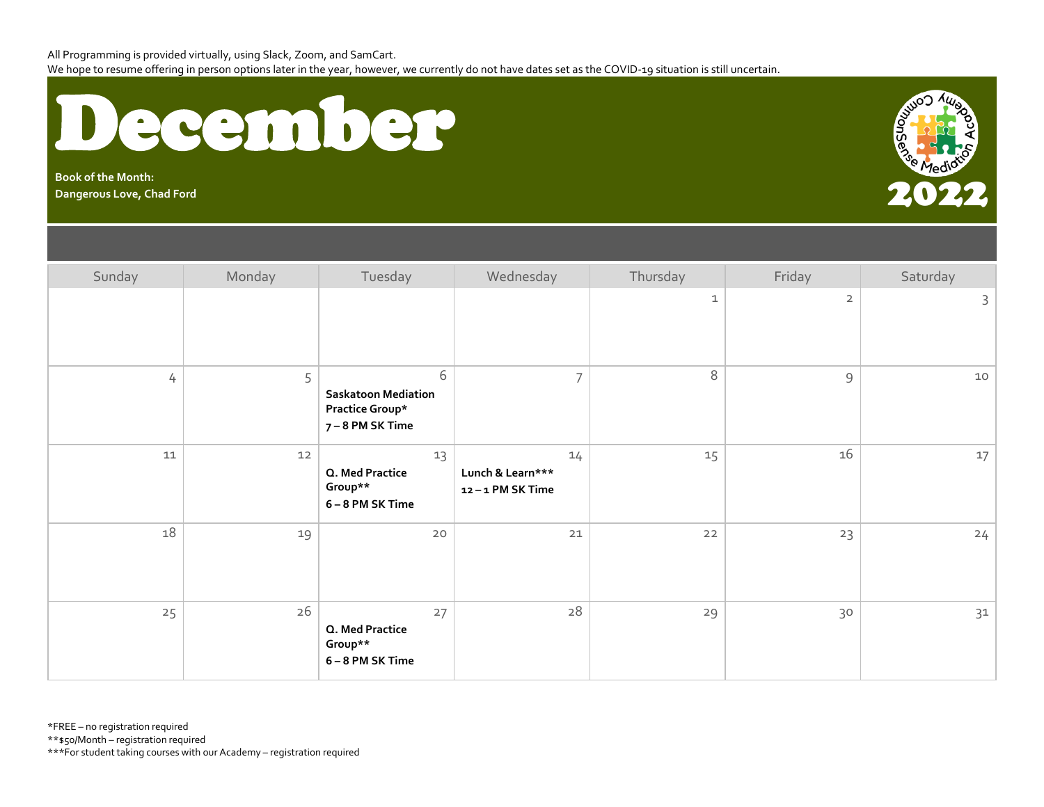All Programming is provided virtually, using Slack, Zoom, and SamCart.
We hope to resume offering in person options later in the year, however, we currently do not have dates set as the COVID-19 situation is still uncertain.

# December

**Book of the Month:**
**Dangerous Love, Chad Ford**

CommonSense Mediation Academy

2022

| Sunday | Monday | Tuesday | Wednesday | Thursday | Friday | Saturday |
|---|---|---|---|---|---|---|
| | | | | 1 | 2 | 3 |
| 4 | 5 | 6 **Saskatoon Mediation Practice Group*** **7 – 8 PM SK Time** | 7 | 8 | 9 | 10 |
| 11 | 12 | 13 **Q. Med Practice Group**** **6 – 8 PM SK Time** | 14 **Lunch & Learn***** **12 – 1 PM SK Time** | 15 | 16 | 17 |
| 18 | 19 | 20 | 21 | 22 | 23 | 24 |
| 25 | 26 | 27 **Q. Med Practice Group**** **6 – 8 PM SK Time** | 28 | 29 | 30 | 31 |

*FREE – no registration required
**$50/Month – registration required
***For student taking courses with our Academy – registration required